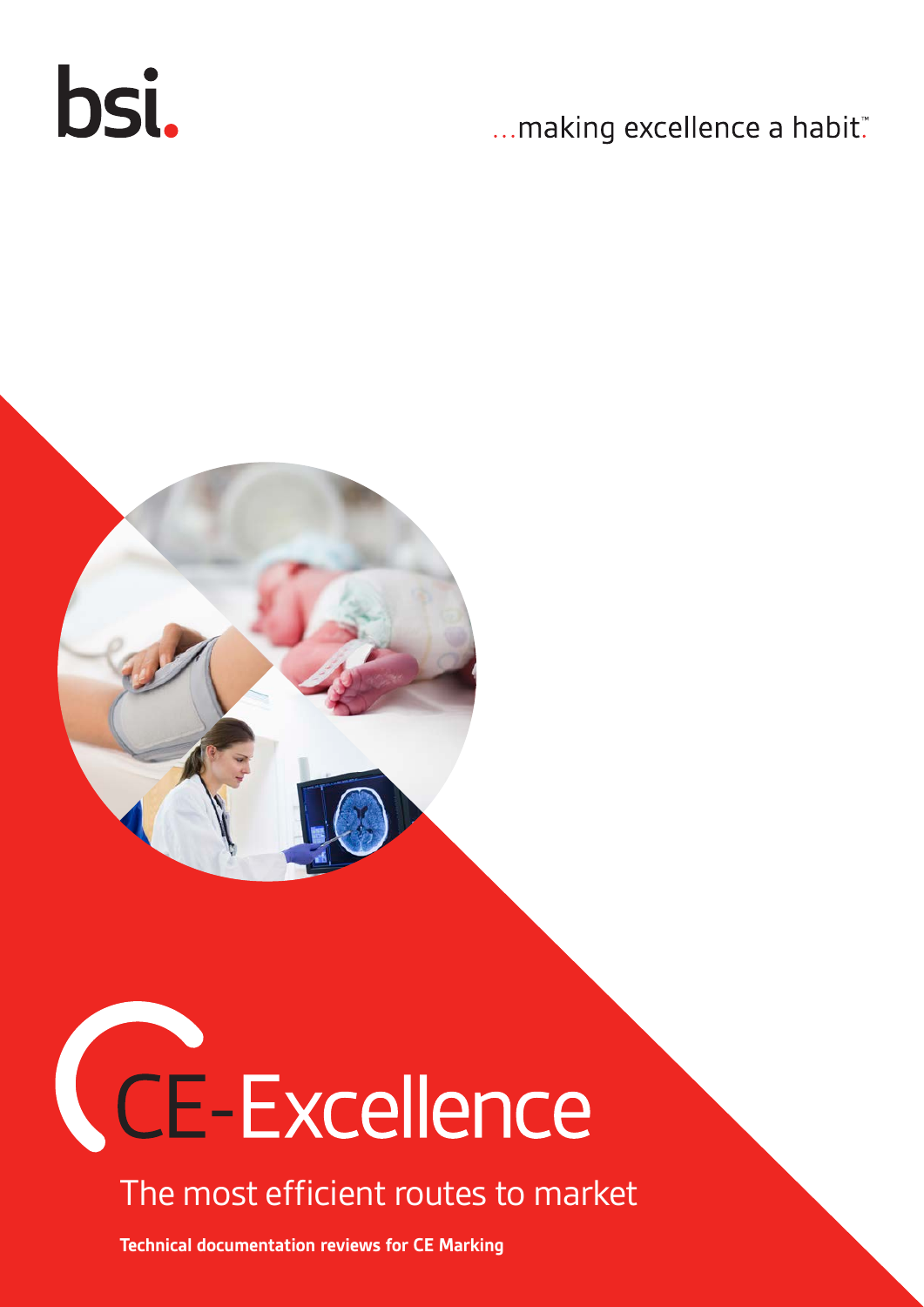bsi.

...making excellence a habit.™

# CE-Excellence

## The most efficient routes to market

**Technical documentation reviews for CE Marking**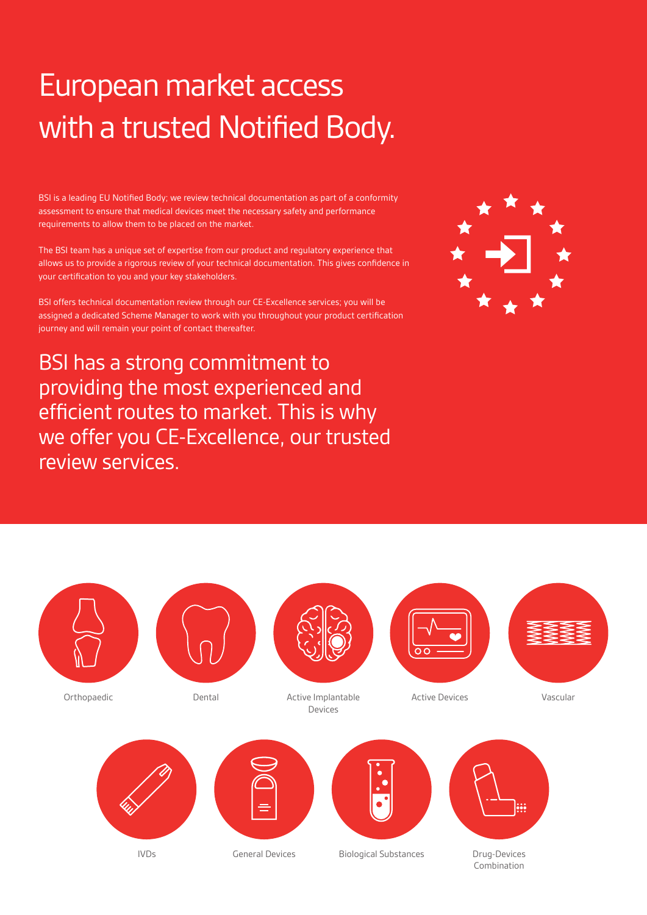# European market access with a trusted Notified Body.

BSI is a leading EU Notified Body; we review technical documentation as part of a conformity assessment to ensure that medical devices meet the necessary safety and performance requirements to allow them to be placed on the market.

The BSI team has a unique set of expertise from our product and regulatory experience that allows us to provide a rigorous review of your technical documentation. This gives confidence in your certification to you and your key stakeholders.

BSI offers technical documentation review through our CE-Excellence services; you will be assigned a dedicated Scheme Manager to work with you throughout your product certification journey and will remain your point of contact thereafter.

## BSI has a strong commitment to providing the most experienced and efficient routes to market. This is why we offer you CE-Excellence, our trusted review services.

Orthopaedic

Dental

Active Implantable Devices

Active Devices

Vascular

IVDs

General Devices

Biological Substances

Drug-Devices Combination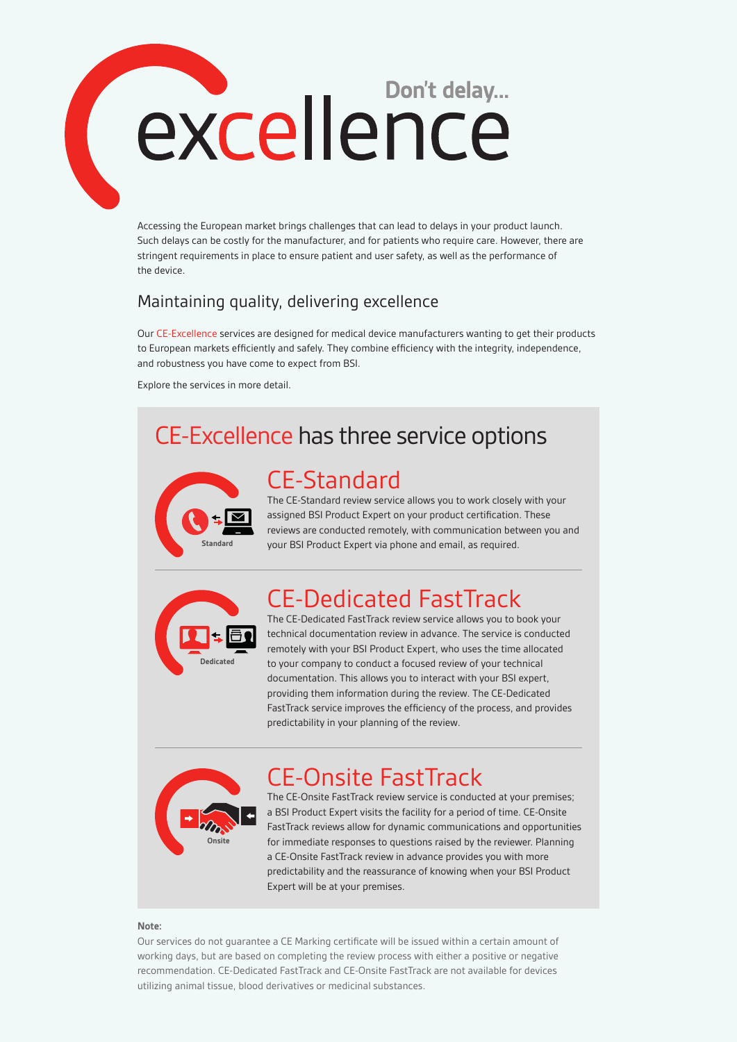# Don't delay... excellence

Accessing the European market brings challenges that can lead to delays in your product launch. Such delays can be costly for the manufacturer, and for patients who require care. However, there are stringent requirements in place to ensure patient and user safety, as well as the performance of the device.

## Maintaining quality, delivering excellence

Our CE-Excellence services are designed for medical device manufacturers wanting to get their products to European markets efficiently and safely. They combine efficiency with the integrity, independence, and robustness you have come to expect from BSI.

Explore the services in more detail.

## CE-Excellence has three service options

### CE-Standard

Standard

The CE-Standard review service allows you to work closely with your assigned BSI Product Expert on your product certification. These reviews are conducted remotely, with communication between you and your BSI Product Expert via phone and email, as required.

### CE-Dedicated FastTrack

Dedicated

The CE-Dedicated FastTrack review service allows you to book your technical documentation review in advance. The service is conducted remotely with your BSI Product Expert, who uses the time allocated to your company to conduct a focused review of your technical documentation. This allows you to interact with your BSI expert, providing them information during the review. The CE-Dedicated FastTrack service improves the efficiency of the process, and provides predictability in your planning of the review.

### CE-Onsite FastTrack

Onsite

The CE-Onsite FastTrack review service is conducted at your premises; a BSI Product Expert visits the facility for a period of time. CE-Onsite FastTrack reviews allow for dynamic communications and opportunities for immediate responses to questions raised by the reviewer. Planning a CE-Onsite FastTrack review in advance provides you with more predictability and the reassurance of knowing when your BSI Product Expert will be at your premises.

**Note:**

Our services do not guarantee a CE Marking certificate will be issued within a certain amount of working days, but are based on completing the review process with either a positive or negative recommendation. CE-Dedicated FastTrack and CE-Onsite FastTrack are not available for devices utilizing animal tissue, blood derivatives or medicinal substances.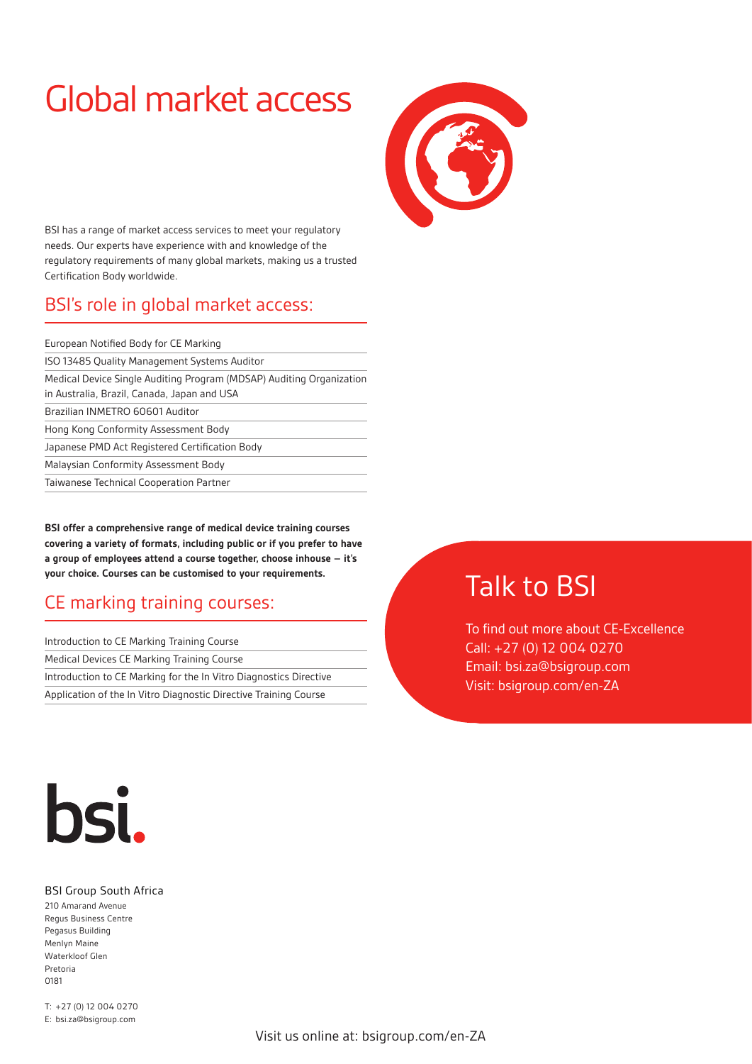# Global market access

BSI has a range of market access services to meet your regulatory needs. Our experts have experience with and knowledge of the regulatory requirements of many global markets, making us a trusted Certification Body worldwide.

## BSI's role in global market access:

- European Notified Body for CE Marking
- ISO 13485 Quality Management Systems Auditor
- Medical Device Single Auditing Program (MDSAP) Auditing Organization in Australia, Brazil, Canada, Japan and USA
- Brazilian INMETRO 60601 Auditor
- Hong Kong Conformity Assessment Body
- Japanese PMD Act Registered Certification Body
- Malaysian Conformity Assessment Body
- Taiwanese Technical Cooperation Partner

**BSI offer a comprehensive range of medical device training courses covering a variety of formats, including public or if you prefer to have a group of employees attend a course together, choose inhouse – it's your choice. Courses can be customised to your requirements.**

## CE marking training courses:

- Introduction to CE Marking Training Course
- Medical Devices CE Marking Training Course
- Introduction to CE Marking for the In Vitro Diagnostics Directive
- Application of the In Vitro Diagnostic Directive Training Course

## Talk to BSI

To find out more about CE-Excellence
Call: +27 (0) 12 004 0270
Email: bsi.za@bsigroup.com
Visit: bsigroup.com/en-ZA

bsi.

BSI Group South Africa
210 Amarand Avenue
Regus Business Centre
Pegasus Building
Menlyn Maine
Waterkloof Glen
Pretoria
0181

T: +27 (0) 12 004 0270
E: bsi.za@bsigroup.com

Visit us online at: bsigroup.com/en-ZA